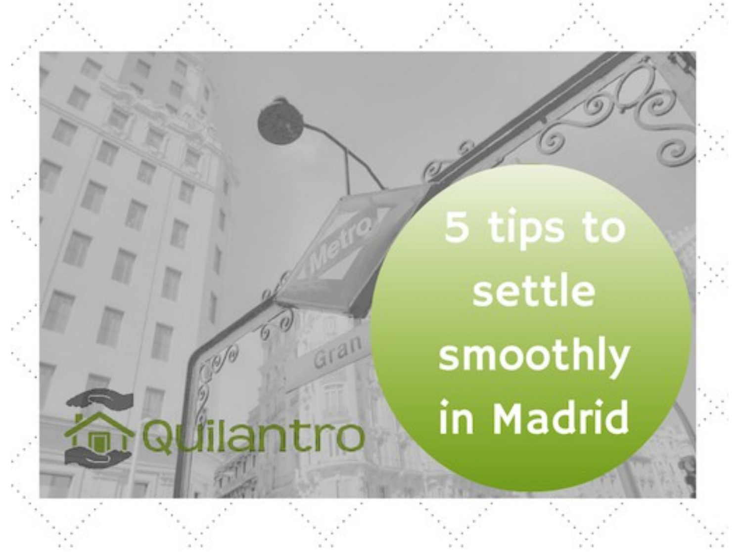# 5 tips to settle smoothly in Madrid

Quilantro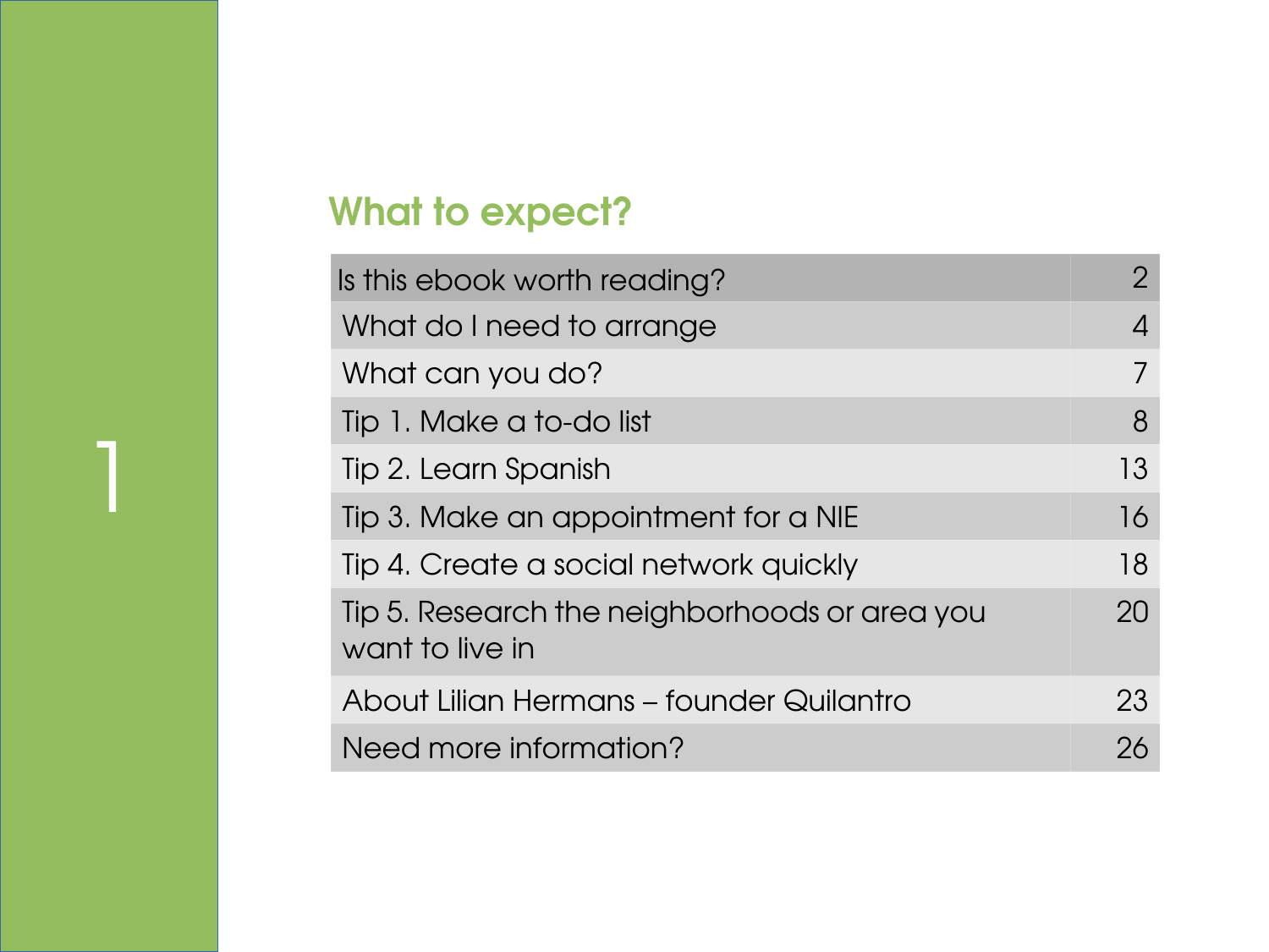## What to expect?

| | |
|---|---|
| Is this ebook worth reading? | 2 |
| What do I need to arrange | 4 |
| What can you do? | 7 |
| Tip 1. Make a to-do list | 8 |
| Tip 2. Learn Spanish | 13 |
| Tip 3. Make an appointment for a NIE | 16 |
| Tip 4. Create a social network quickly | 18 |
| Tip 5. Research the neighborhoods or area you want to live in | 20 |
| About Lilian Hermans – founder Quilantro | 23 |
| Need more information? | 26 |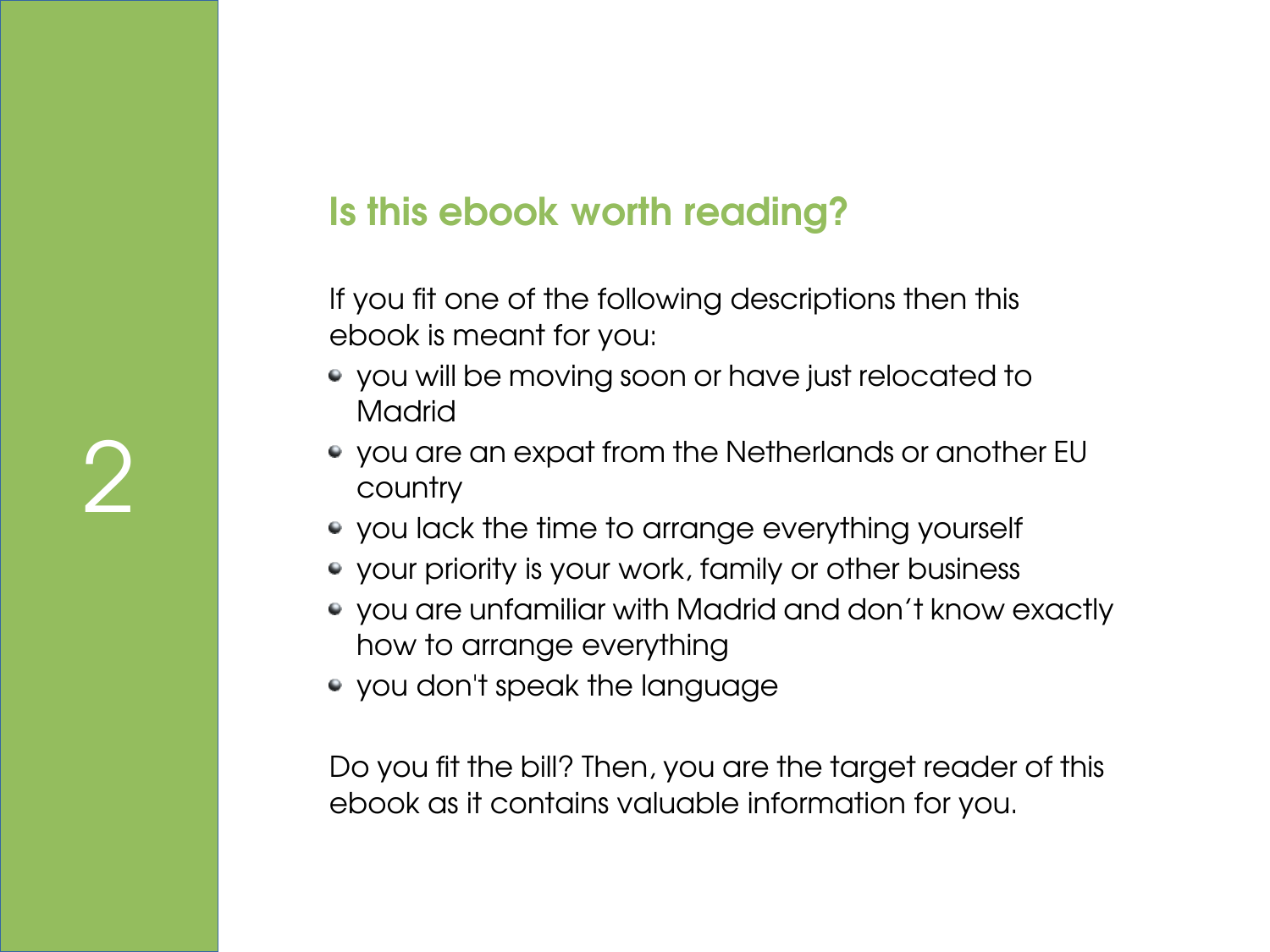## Is this ebook worth reading?

If you fit one of the following descriptions then this ebook is meant for you:

- you will be moving soon or have just relocated to Madrid
- you are an expat from the Netherlands or another EU country
- you lack the time to arrange everything yourself
- your priority is your work, family or other business
- you are unfamiliar with Madrid and don´t know exactly how to arrange everything
- you don't speak the language

Do you fit the bill? Then, you are the target reader of this ebook as it contains valuable information for you.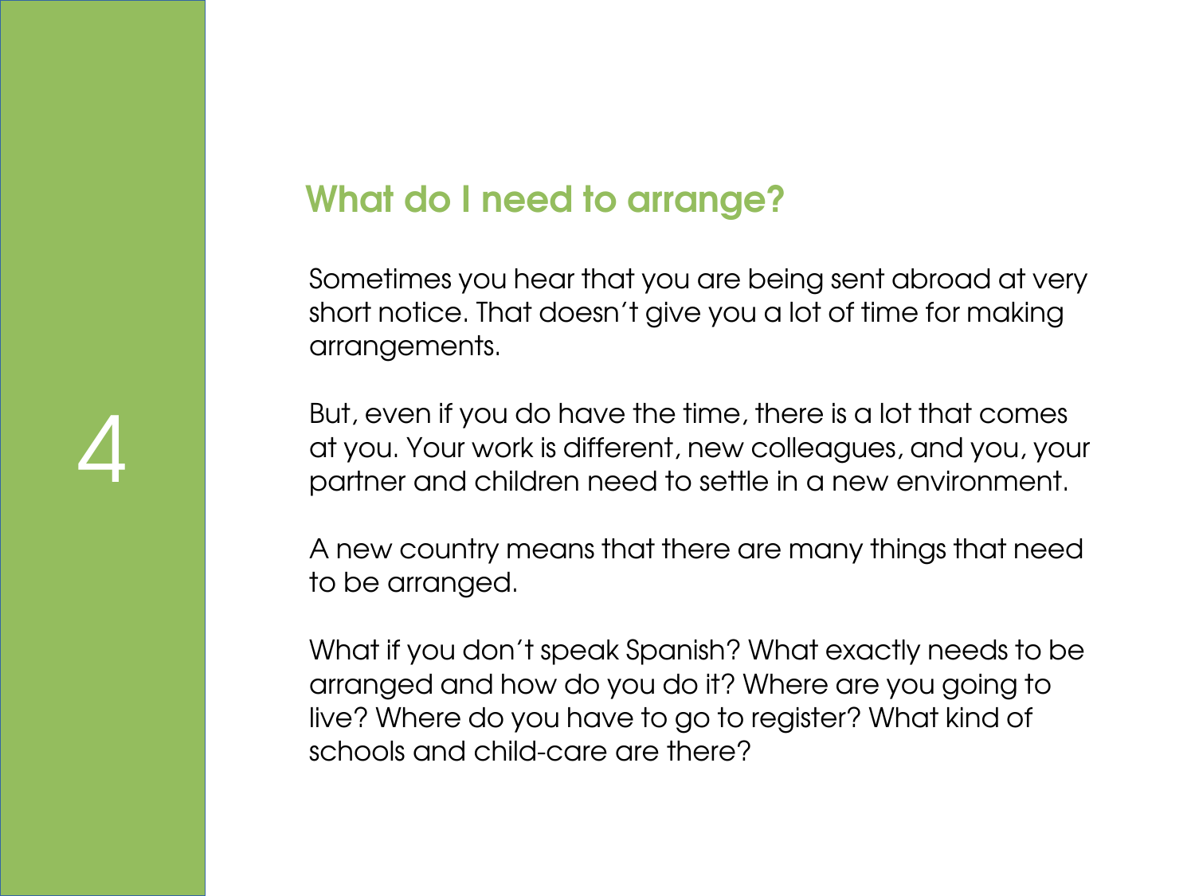## What do I need to arrange?

Sometimes you hear that you are being sent abroad at very short notice. That doesn't give you a lot of time for making arrangements.

But, even if you do have the time, there is a lot that comes at you. Your work is different, new colleagues, and you, your partner and children need to settle in a new environment.

A new country means that there are many things that need to be arranged.

What if you don't speak Spanish? What exactly needs to be arranged and how do you do it? Where are you going to live? Where do you have to go to register? What kind of schools and child-care are there?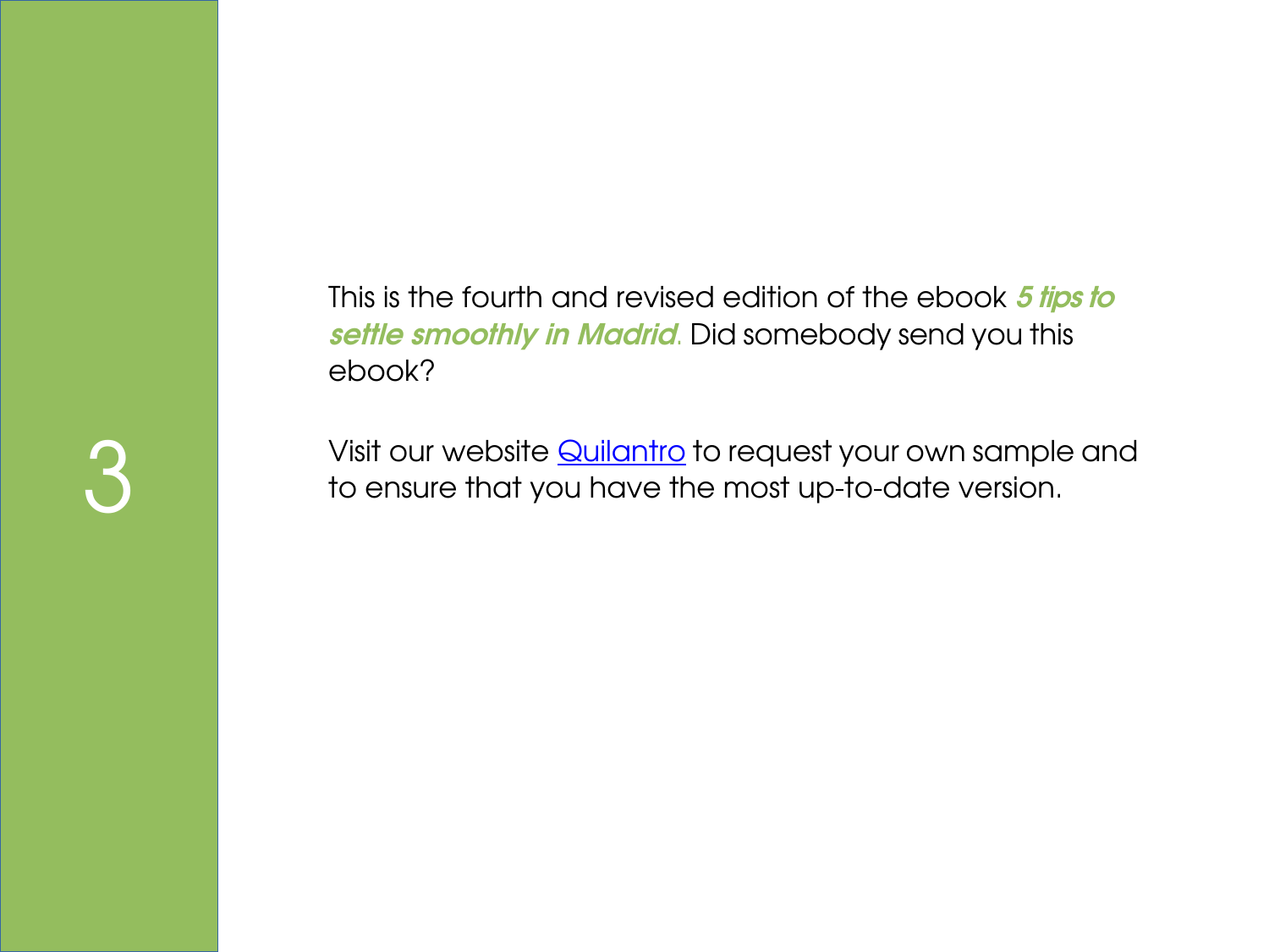This is the fourth and revised edition of the ebook ***5 tips to settle smoothly in Madrid***. Did somebody send you this ebook?

Visit our website Quilantro to request your own sample and to ensure that you have the most up-to-date version.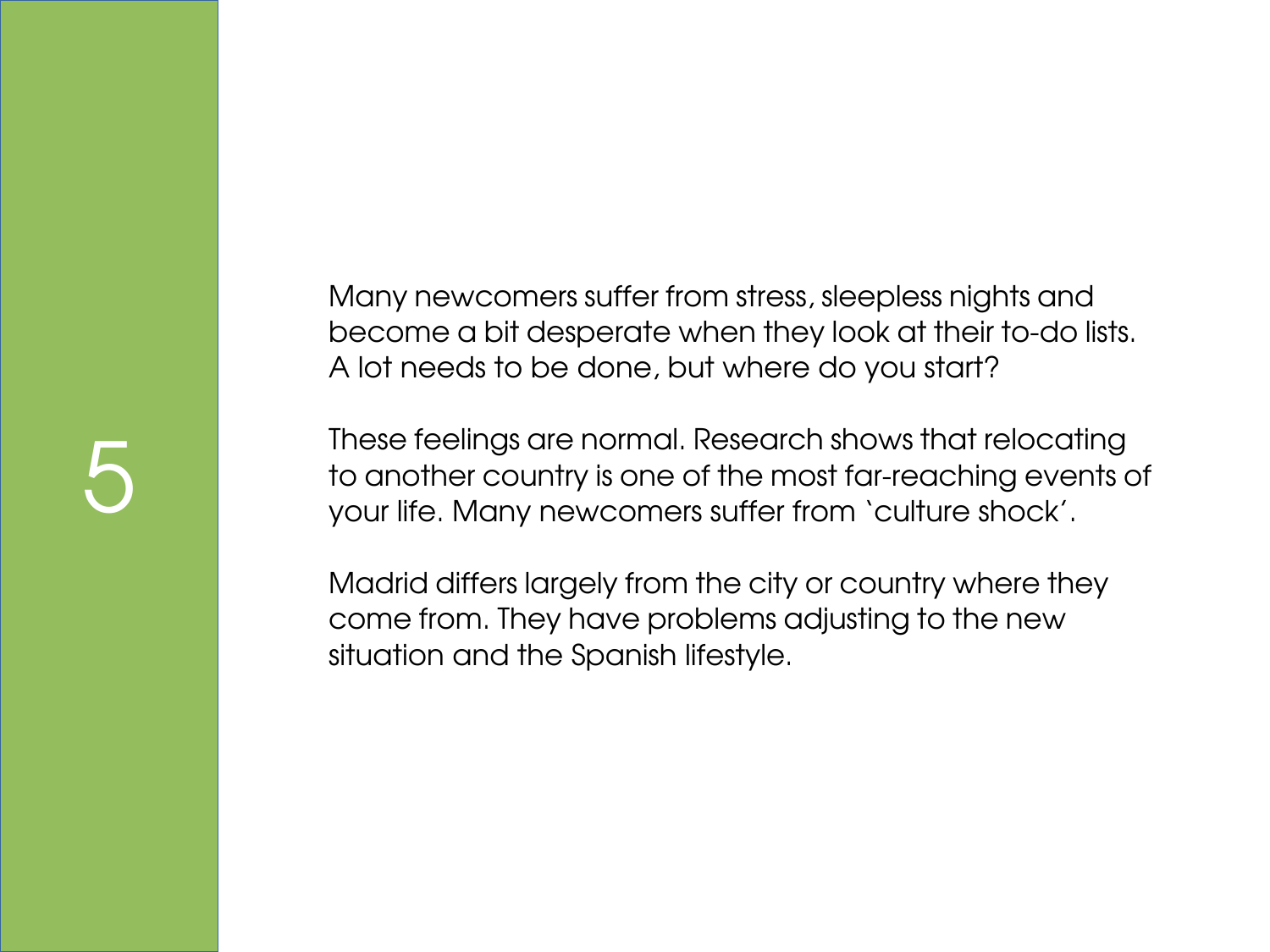Many newcomers suffer from stress, sleepless nights and become a bit desperate when they look at their to-do lists. A lot needs to be done, but where do you start?

These feelings are normal. Research shows that relocating to another country is one of the most far-reaching events of your life. Many newcomers suffer from `culture shock´.

Madrid differs largely from the city or country where they come from. They have problems adjusting to the new situation and the Spanish lifestyle.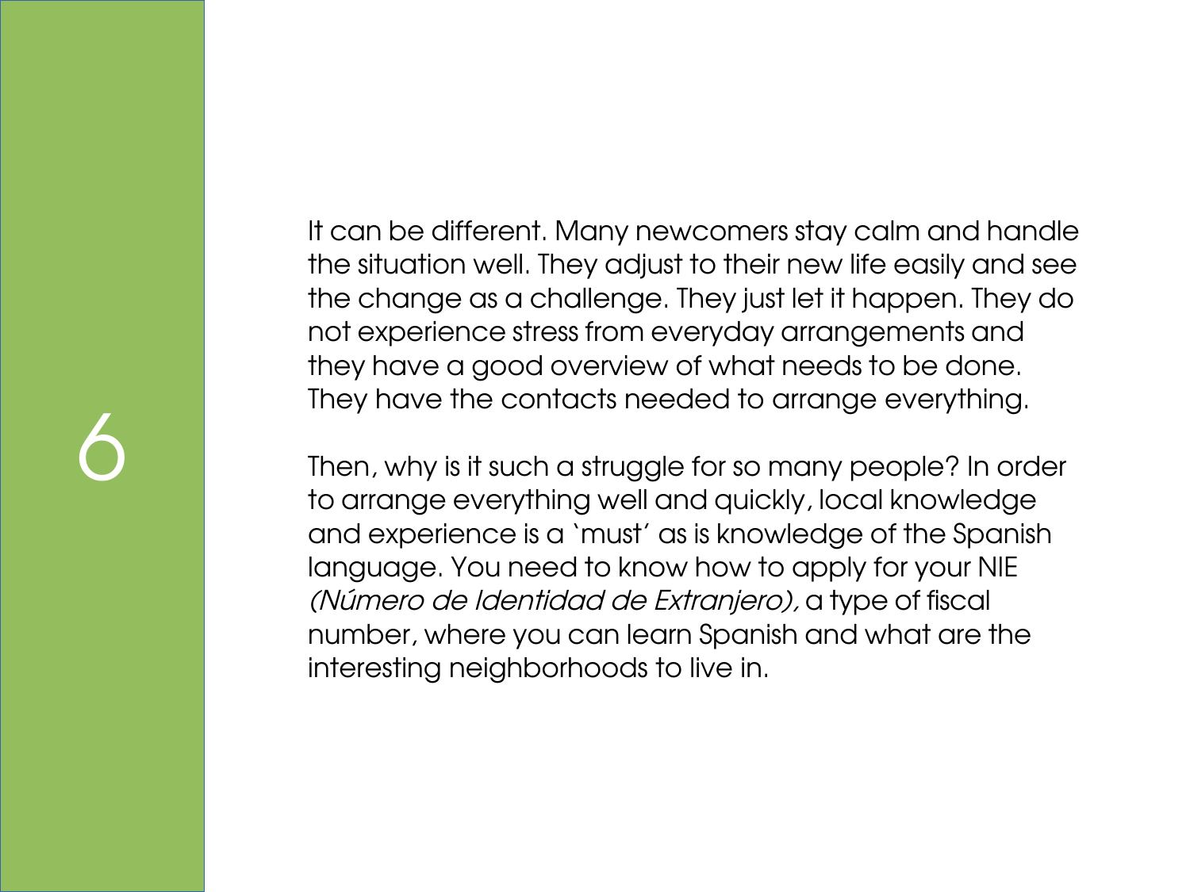It can be different. Many newcomers stay calm and handle the situation well. They adjust to their new life easily and see the change as a challenge. They just let it happen. They do not experience stress from everyday arrangements and they have a good overview of what needs to be done. They have the contacts needed to arrange everything.

Then, why is it such a struggle for so many people? In order to arrange everything well and quickly, local knowledge and experience is a `must´ as is knowledge of the Spanish language. You need to know how to apply for your NIE *(Número de Identidad de Extranjero),* a type of fiscal number, where you can learn Spanish and what are the interesting neighborhoods to live in.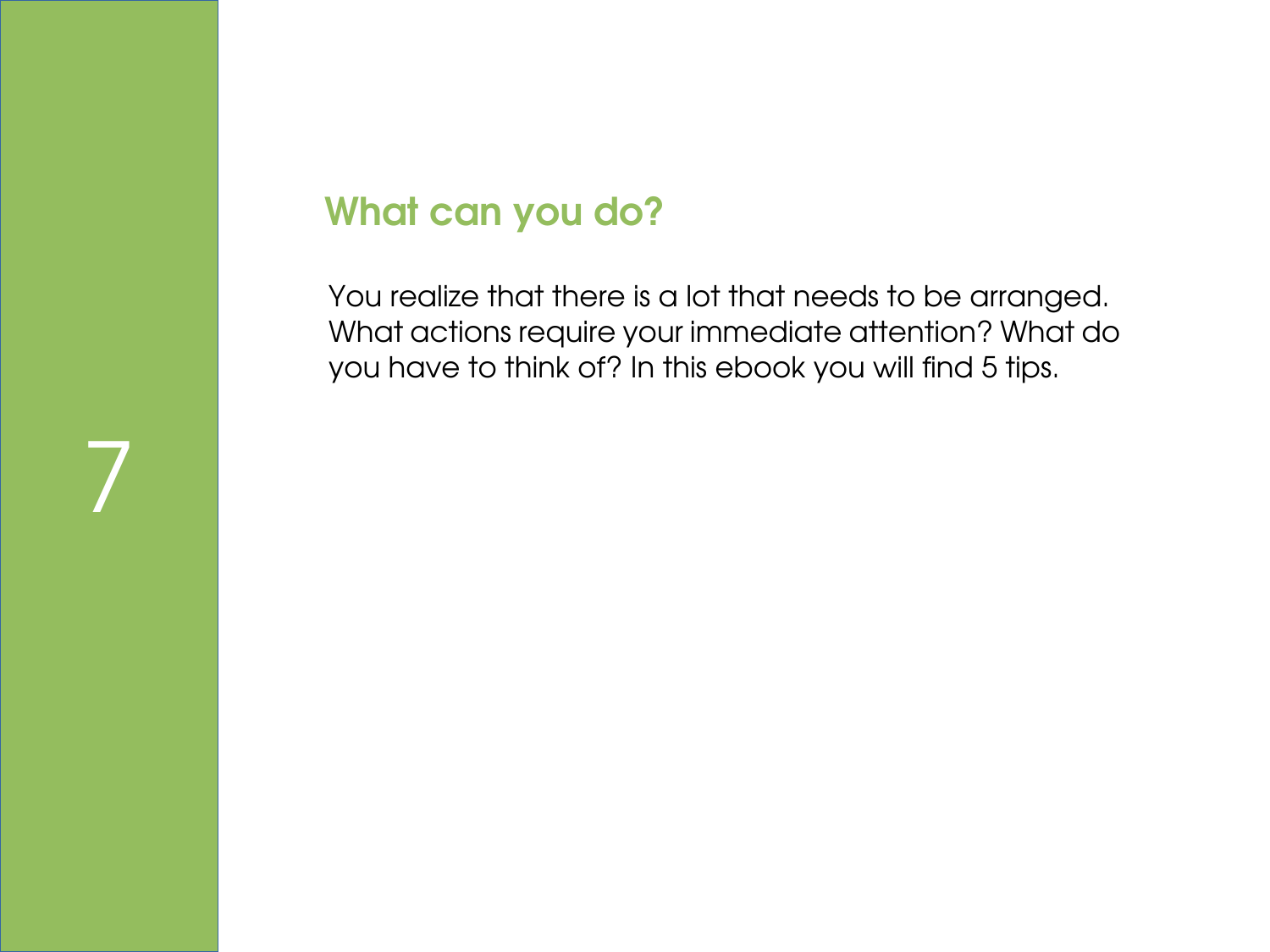## What can you do?

You realize that there is a lot that needs to be arranged. What actions require your immediate attention? What do you have to think of? In this ebook you will find 5 tips.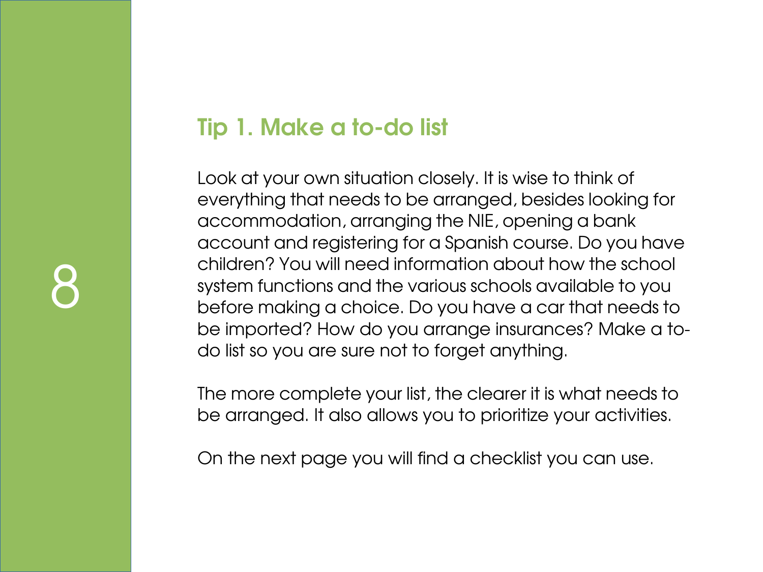## Tip 1. Make a to-do list

Look at your own situation closely. It is wise to think of everything that needs to be arranged, besides looking for accommodation, arranging the NIE, opening a bank account and registering for a Spanish course. Do you have children? You will need information about how the school system functions and the various schools available to you before making a choice. Do you have a car that needs to be imported? How do you arrange insurances? Make a to-do list so you are sure not to forget anything.

The more complete your list, the clearer it is what needs to be arranged. It also allows you to prioritize your activities.

On the next page you will find a checklist you can use.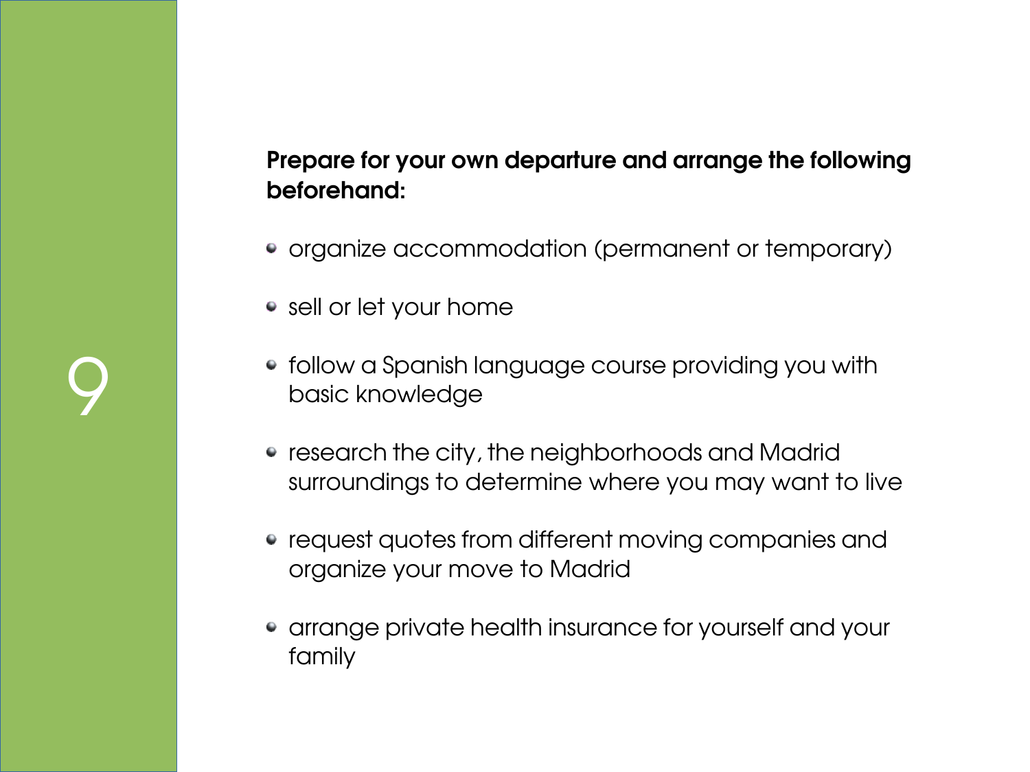9

**Prepare for your own departure and arrange the following beforehand:**

- organize accommodation (permanent or temporary)
- sell or let your home
- follow a Spanish language course providing you with basic knowledge
- research the city, the neighborhoods and Madrid surroundings to determine where you may want to live
- request quotes from different moving companies and organize your move to Madrid
- arrange private health insurance for yourself and your family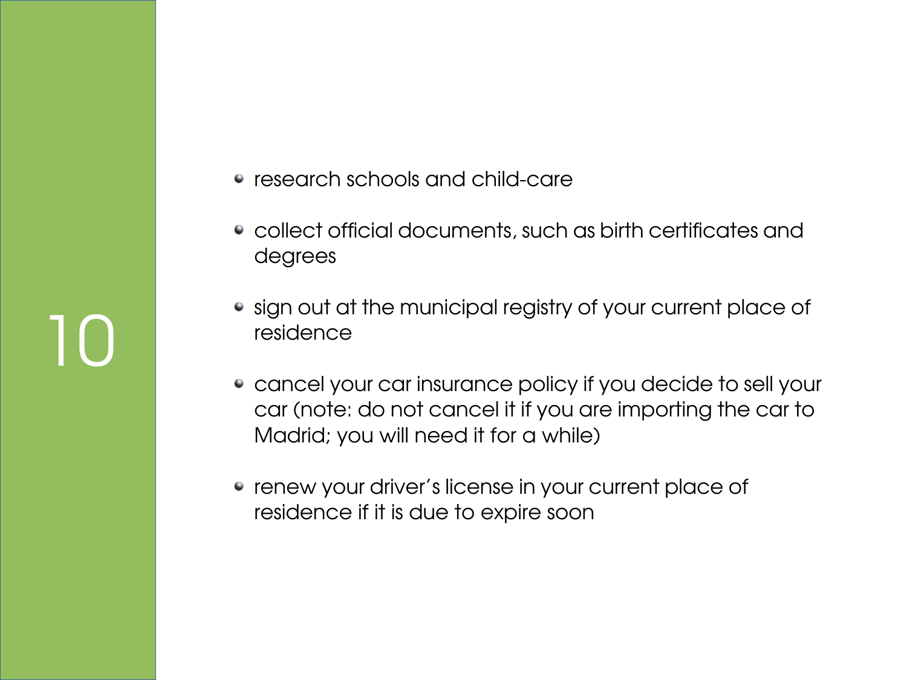# 10

- research schools and child-care
- collect official documents, such as birth certificates and degrees
- sign out at the municipal registry of your current place of residence
- cancel your car insurance policy if you decide to sell your car (note: do not cancel it if you are importing the car to Madrid; you will need it for a while)
- renew your driver's license in your current place of residence if it is due to expire soon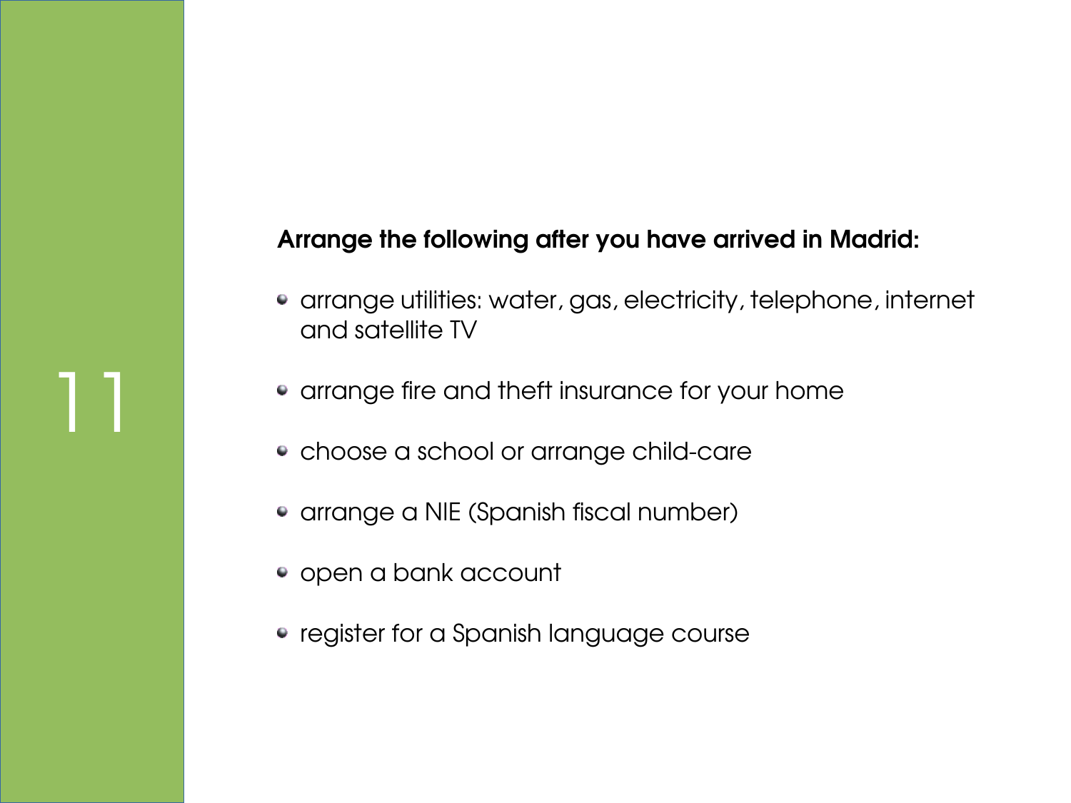11

**Arrange the following after you have arrived in Madrid:**

- arrange utilities: water, gas, electricity, telephone, internet and satellite TV
- arrange fire and theft insurance for your home
- choose a school or arrange child-care
- arrange a NIE (Spanish fiscal number)
- open a bank account
- register for a Spanish language course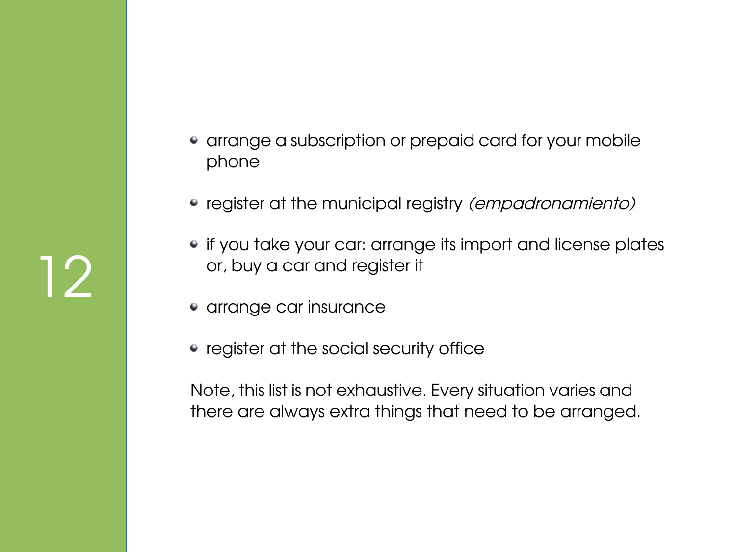- arrange a subscription or prepaid card for your mobile phone
- register at the municipal registry *(empadronamiento)*
- if you take your car: arrange its import and license plates or, buy a car and register it
- arrange car insurance
- register at the social security office

Note, this list is not exhaustive. Every situation varies and there are always extra things that need to be arranged.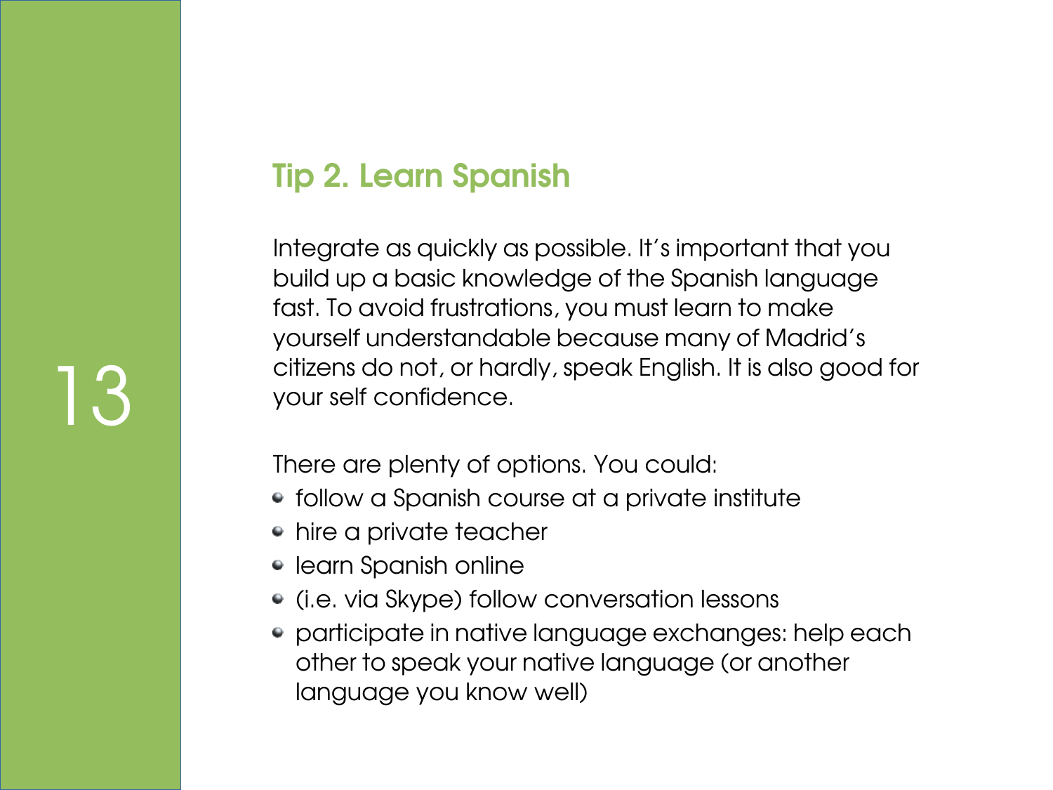## Tip 2. Learn Spanish

Integrate as quickly as possible. It's important that you build up a basic knowledge of the Spanish language fast. To avoid frustrations, you must learn to make yourself understandable because many of Madrid's citizens do not, or hardly, speak English. It is also good for your self confidence.

There are plenty of options. You could:

- follow a Spanish course at a private institute
- hire a private teacher
- learn Spanish online
- (i.e. via Skype) follow conversation lessons
- participate in native language exchanges: help each other to speak your native language (or another language you know well)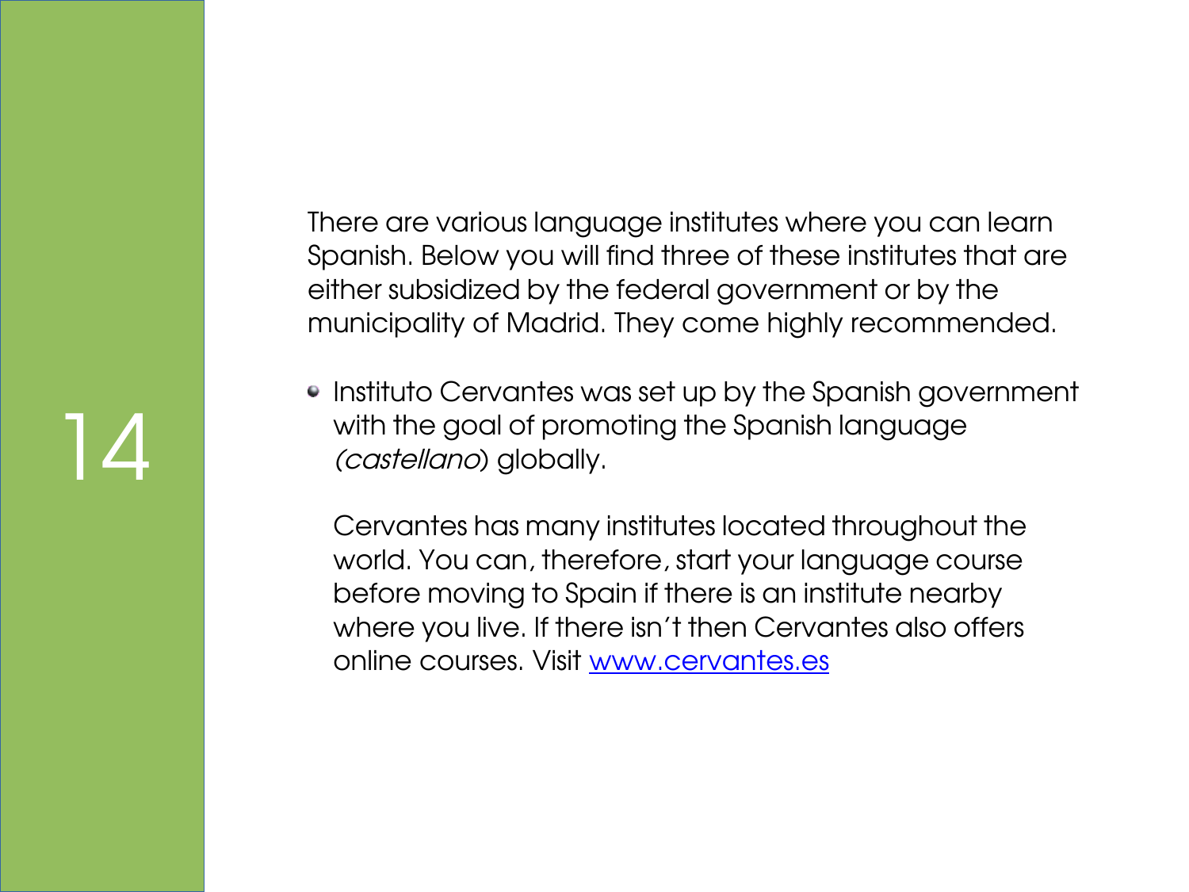There are various language institutes where you can learn Spanish. Below you will find three of these institutes that are either subsidized by the federal government or by the municipality of Madrid. They come highly recommended.

- Instituto Cervantes was set up by the Spanish government with the goal of promoting the Spanish language *(castellano)* globally.

  Cervantes has many institutes located throughout the world. You can, therefore, start your language course before moving to Spain if there is an institute nearby where you live. If there isn't then Cervantes also offers online courses. Visit [www.cervantes.es](http://www.cervantes.es)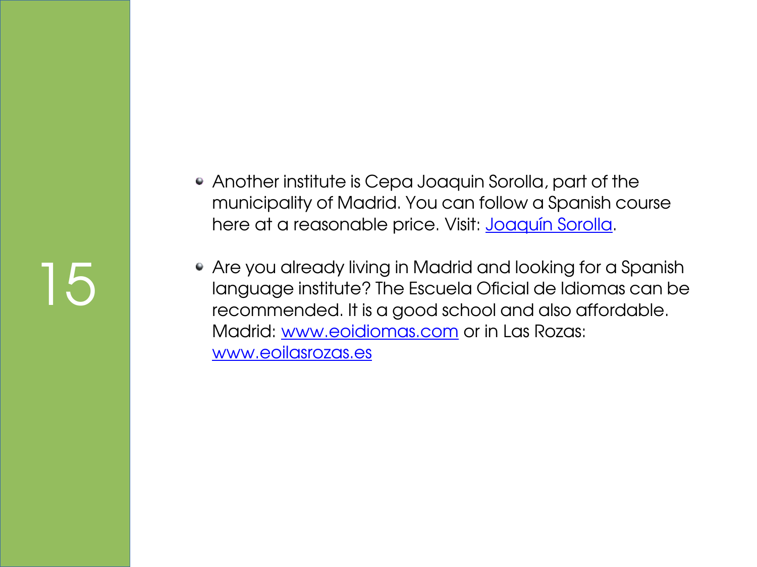- Another institute is Cepa Joaquin Sorolla, part of the municipality of Madrid. You can follow a Spanish course here at a reasonable price. Visit: Joaquín Sorolla.

- Are you already living in Madrid and looking for a Spanish language institute? The Escuela Oficial de Idiomas can be recommended. It is a good school and also affordable. Madrid: www.eoidiomas.com or in Las Rozas: www.eoilasrozas.es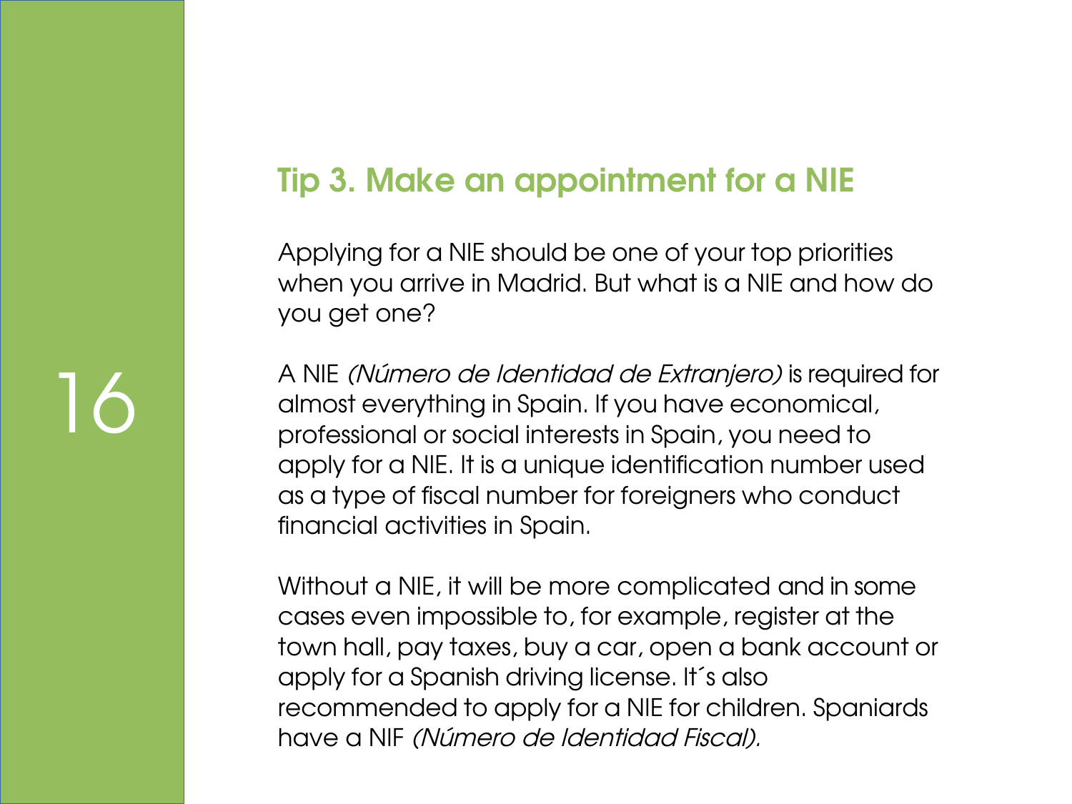## Tip 3. Make an appointment for a NIE

Applying for a NIE should be one of your top priorities when you arrive in Madrid. But what is a NIE and how do you get one?

A NIE *(Número de Identidad de Extranjero)* is required for almost everything in Spain. If you have economical, professional or social interests in Spain, you need to apply for a NIE. It is a unique identification number used as a type of fiscal number for foreigners who conduct financial activities in Spain.

Without a NIE, it will be more complicated and in some cases even impossible to, for example, register at the town hall, pay taxes, buy a car, open a bank account or apply for a Spanish driving license. It´s also recommended to apply for a NIE for children. Spaniards have a NIF *(Número de Identidad Fiscal).*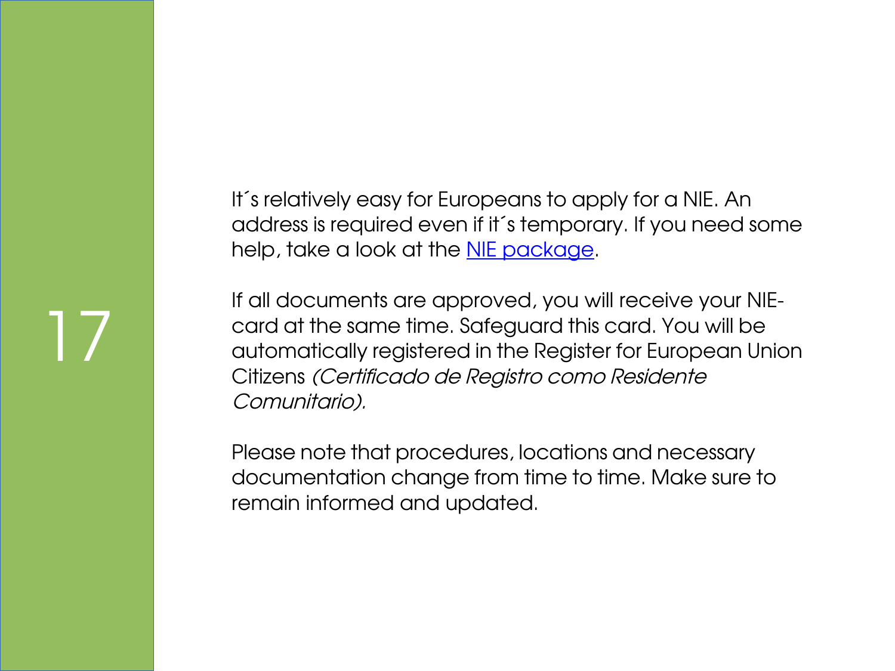It´s relatively easy for Europeans to apply for a NIE. An address is required even if it´s temporary. If you need some help, take a look at the NIE package.

If all documents are approved, you will receive your NIE-card at the same time. Safeguard this card. You will be automatically registered in the Register for European Union Citizens *(Certificado de Registro como Residente Comunitario).*

Please note that procedures, locations and necessary documentation change from time to time. Make sure to remain informed and updated.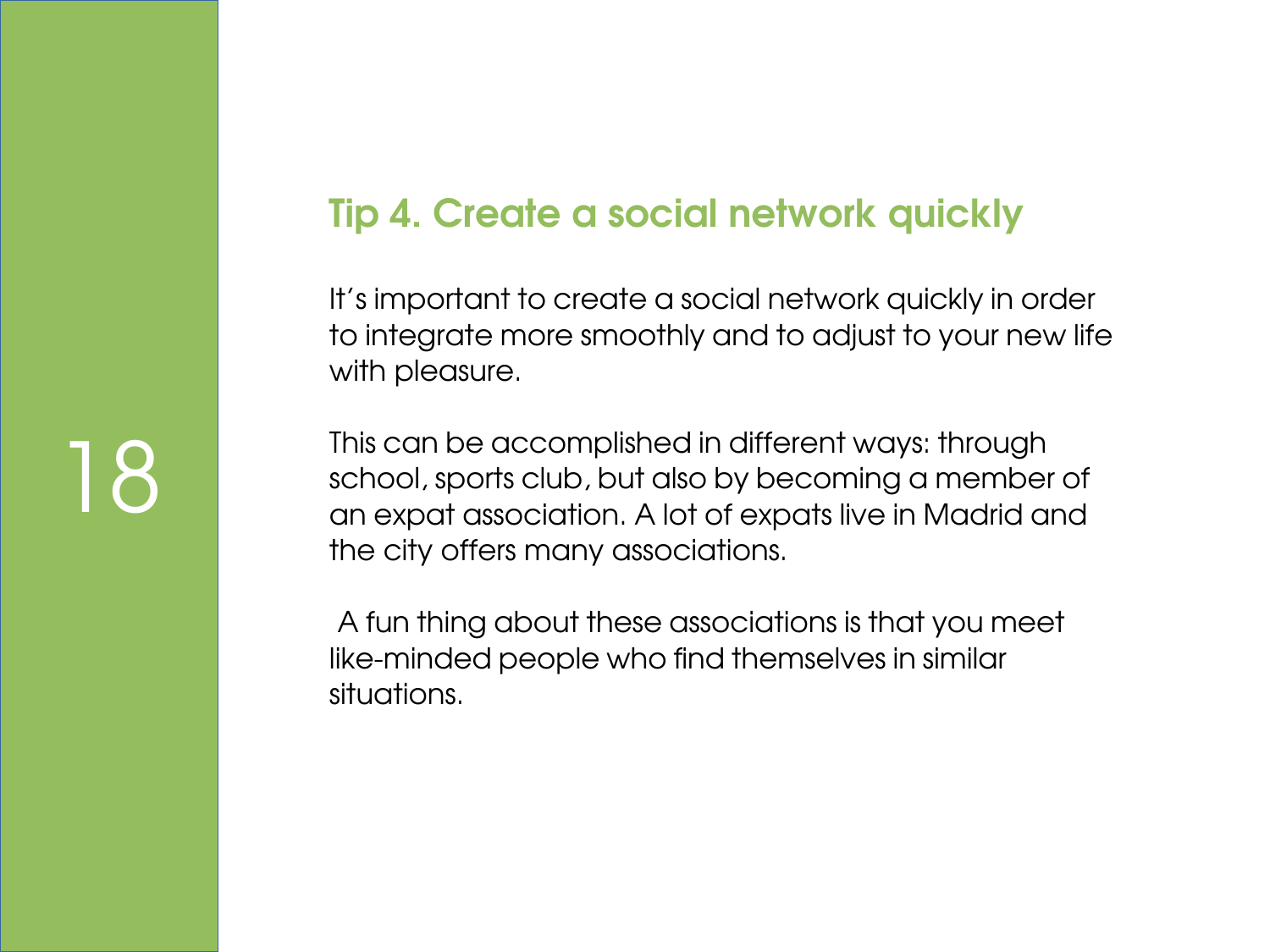## Tip 4. Create a social network quickly

It's important to create a social network quickly in order to integrate more smoothly and to adjust to your new life with pleasure.

This can be accomplished in different ways: through school, sports club, but also by becoming a member of an expat association. A lot of expats live in Madrid and the city offers many associations.

A fun thing about these associations is that you meet like-minded people who find themselves in similar situations.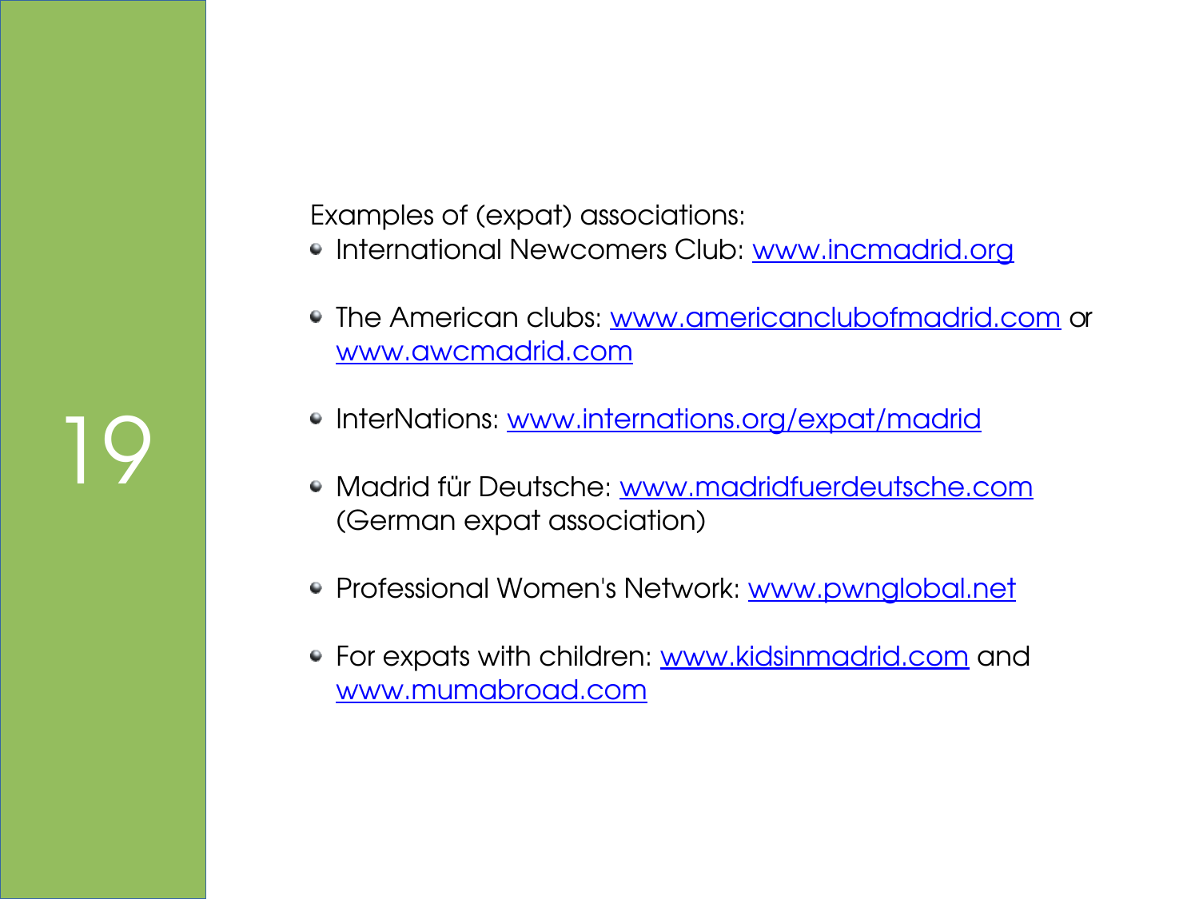Examples of (expat) associations:

- International Newcomers Club: www.incmadrid.org
- The American clubs: www.americanclubofmadrid.com or www.awcmadrid.com
- InterNations: www.internations.org/expat/madrid
- Madrid für Deutsche: www.madridfuerdeutsche.com (German expat association)
- Professional Women's Network: www.pwnglobal.net
- For expats with children: www.kidsinmadrid.com and www.mumabroad.com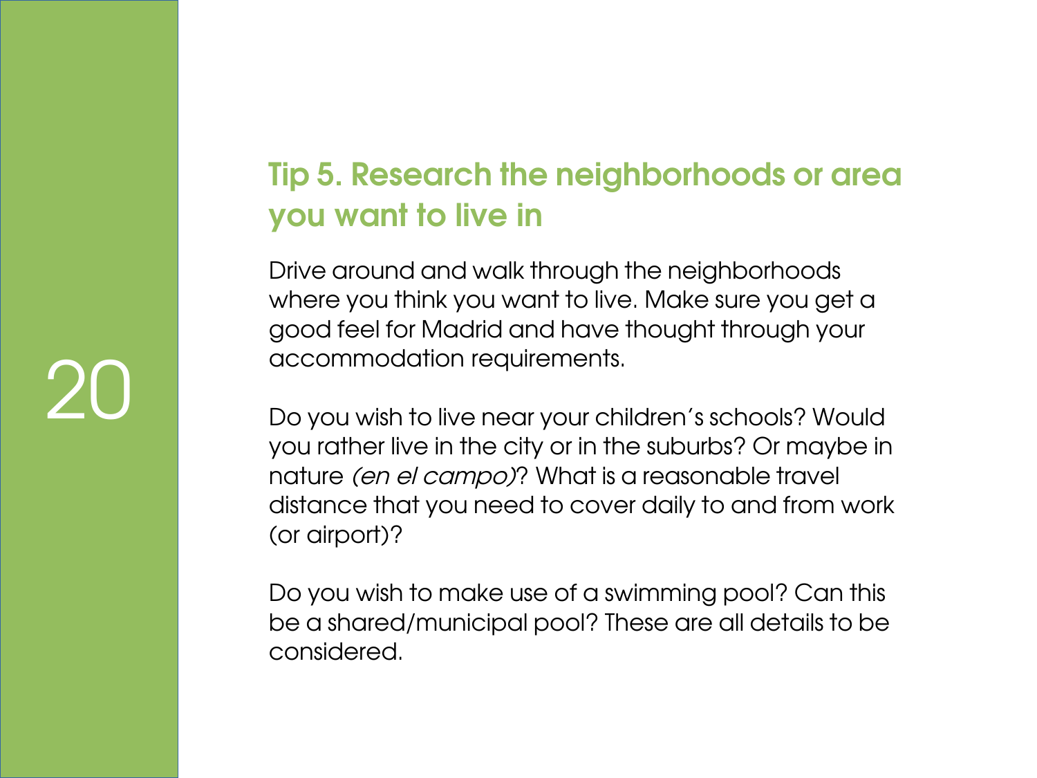## Tip 5. Research the neighborhoods or area you want to live in

Drive around and walk through the neighborhoods where you think you want to live. Make sure you get a good feel for Madrid and have thought through your accommodation requirements.

Do you wish to live near your children's schools? Would you rather live in the city or in the suburbs? Or maybe in nature *(en el campo)*? What is a reasonable travel distance that you need to cover daily to and from work (or airport)?

Do you wish to make use of a swimming pool? Can this be a shared/municipal pool? These are all details to be considered.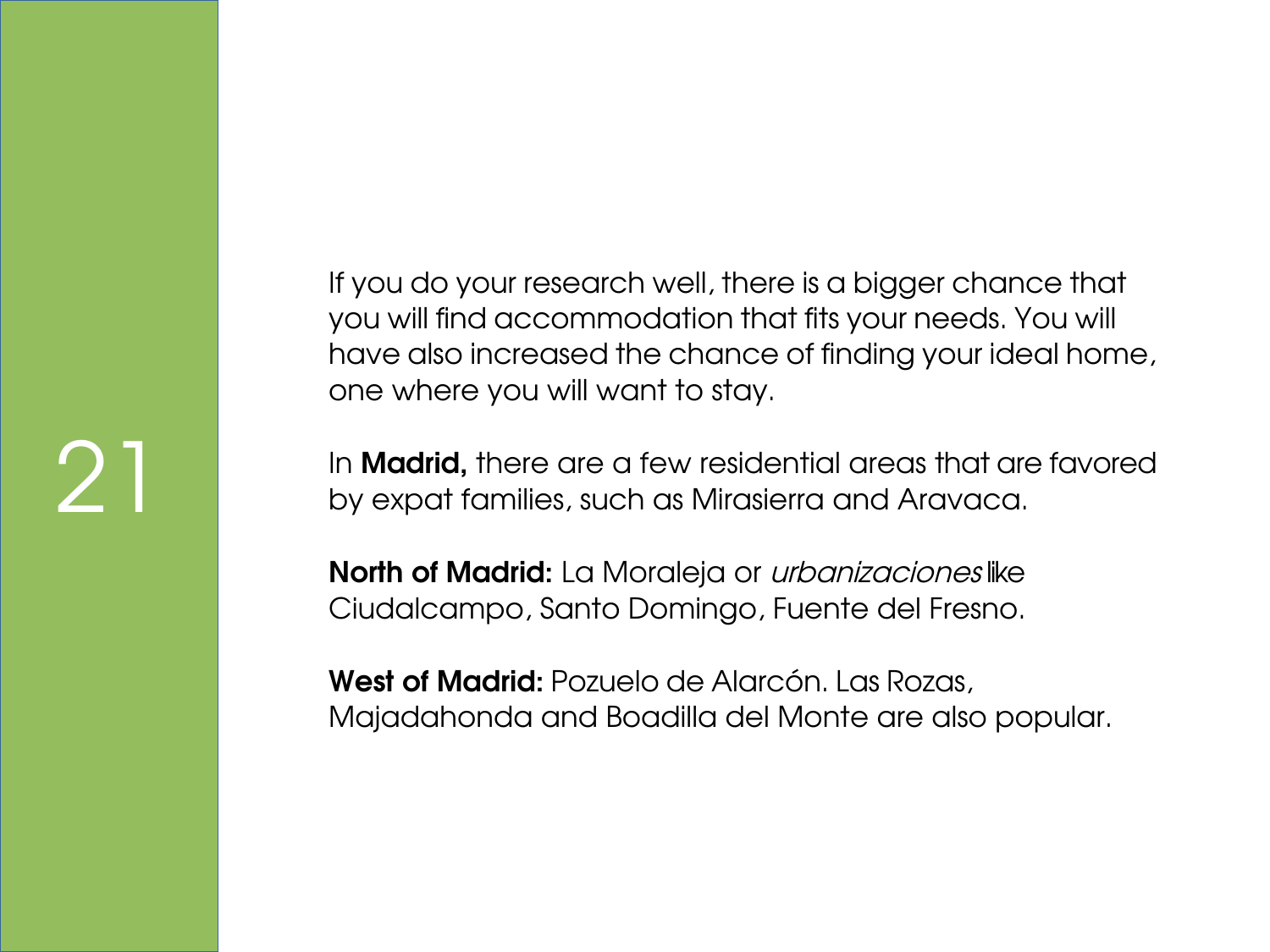If you do your research well, there is a bigger chance that you will find accommodation that fits your needs. You will have also increased the chance of finding your ideal home, one where you will want to stay.

In **Madrid,** there are a few residential areas that are favored by expat families, such as Mirasierra and Aravaca.

**North of Madrid:** La Moraleja or *urbanizaciones* like Ciudalcampo, Santo Domingo, Fuente del Fresno.

**West of Madrid:** Pozuelo de Alarcón. Las Rozas, Majadahonda and Boadilla del Monte are also popular.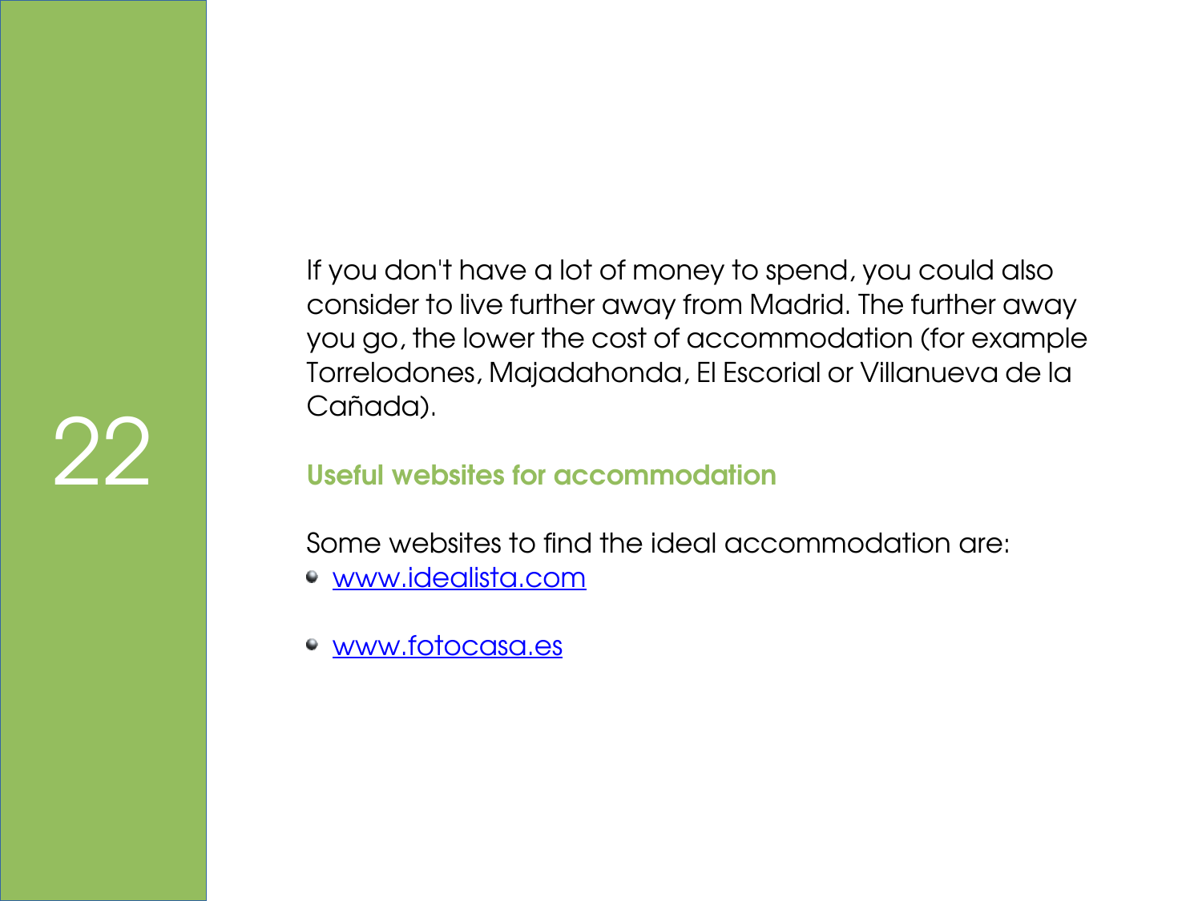If you don't have a lot of money to spend, you could also consider to live further away from Madrid. The further away you go, the lower the cost of accommodation (for example Torrelodones, Majadahonda, El Escorial or Villanueva de la Cañada).

## Useful websites for accommodation

Some websites to find the ideal accommodation are:

- www.idealista.com
- www.fotocasa.es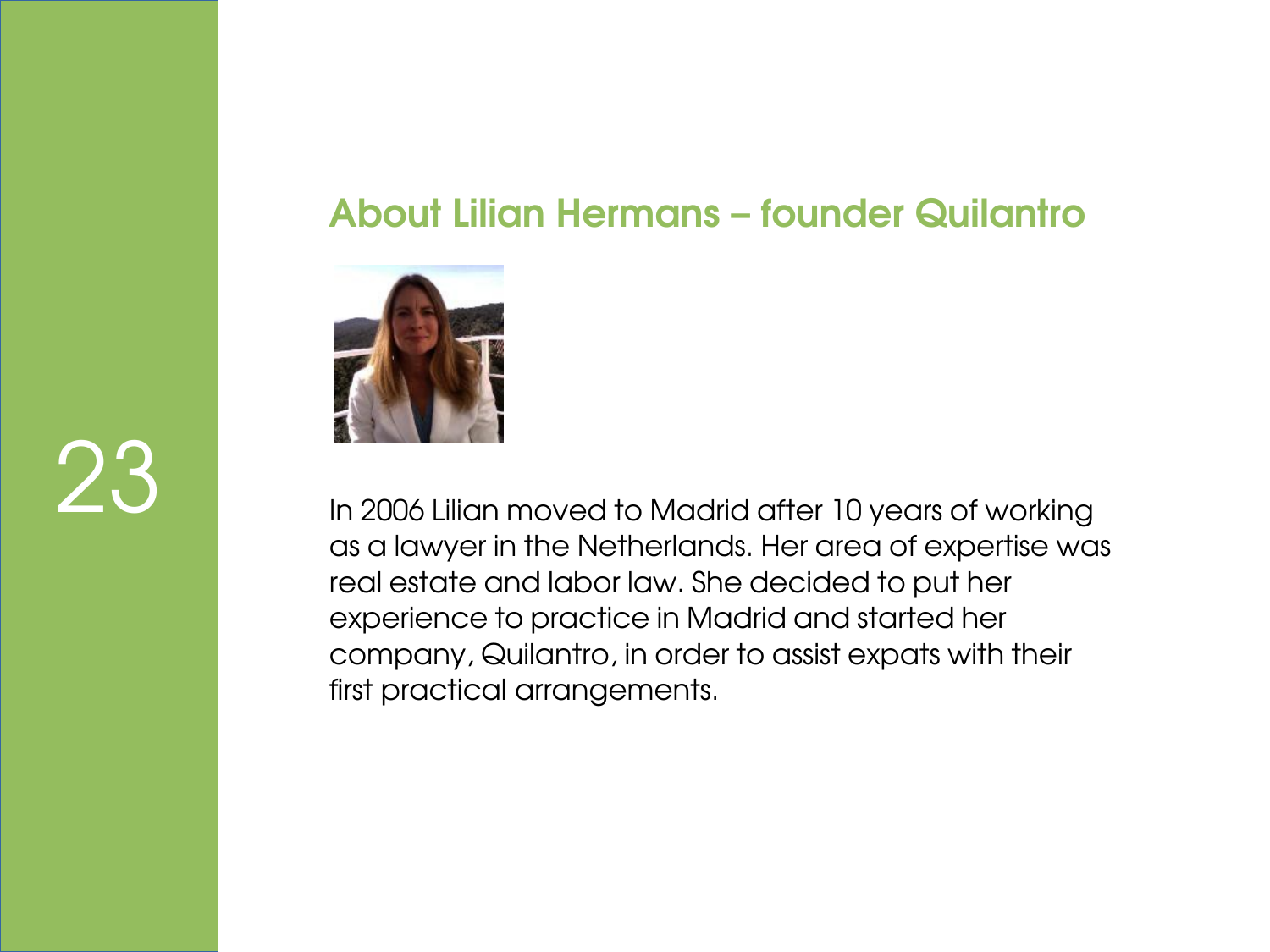## About Lilian Hermans – founder Quilantro

In 2006 Lilian moved to Madrid after 10 years of working as a lawyer in the Netherlands. Her area of expertise was real estate and labor law. She decided to put her experience to practice in Madrid and started her company, Quilantro, in order to assist expats with their first practical arrangements.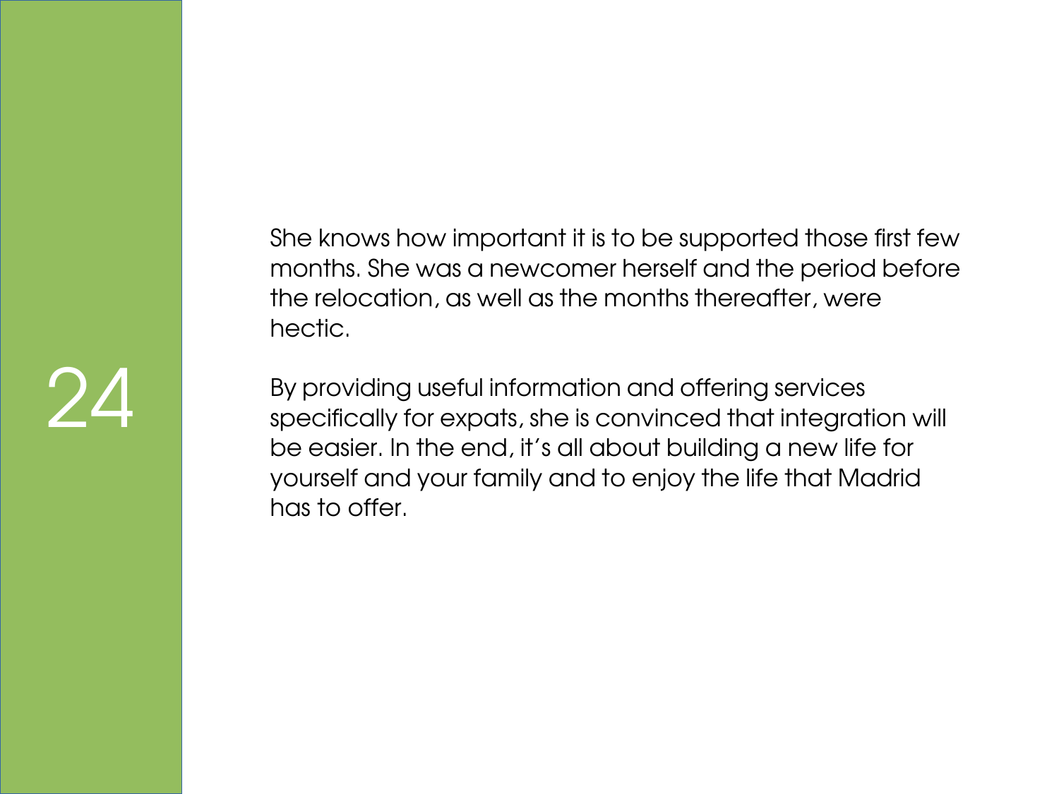She knows how important it is to be supported those first few months. She was a newcomer herself and the period before the relocation, as well as the months thereafter, were hectic.

By providing useful information and offering services specifically for expats, she is convinced that integration will be easier. In the end, it's all about building a new life for yourself and your family and to enjoy the life that Madrid has to offer.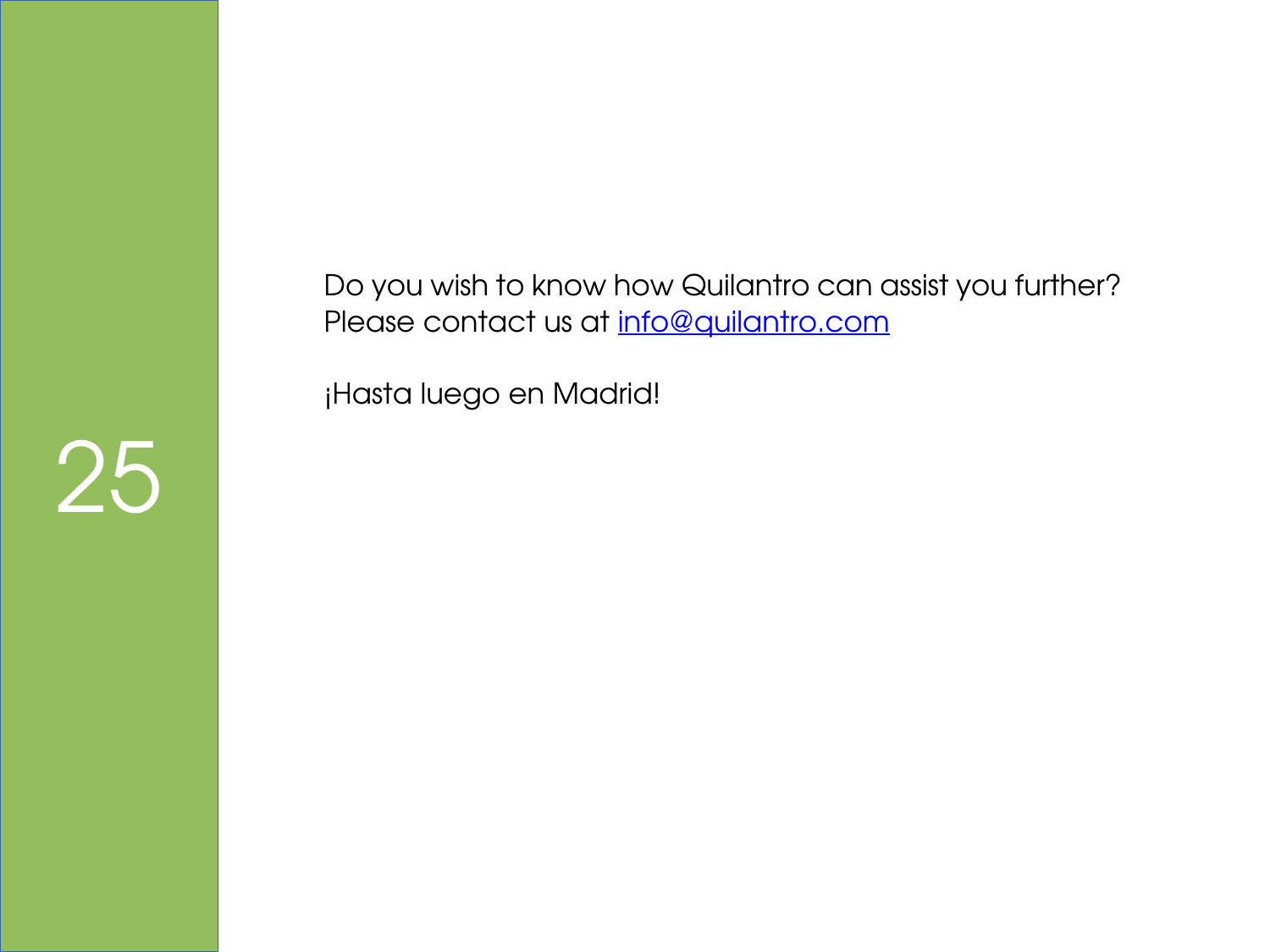Do you wish to know how Quilantro can assist you further?
Please contact us at [info@quilantro.com](mailto:info@quilantro.com)

¡Hasta luego en Madrid!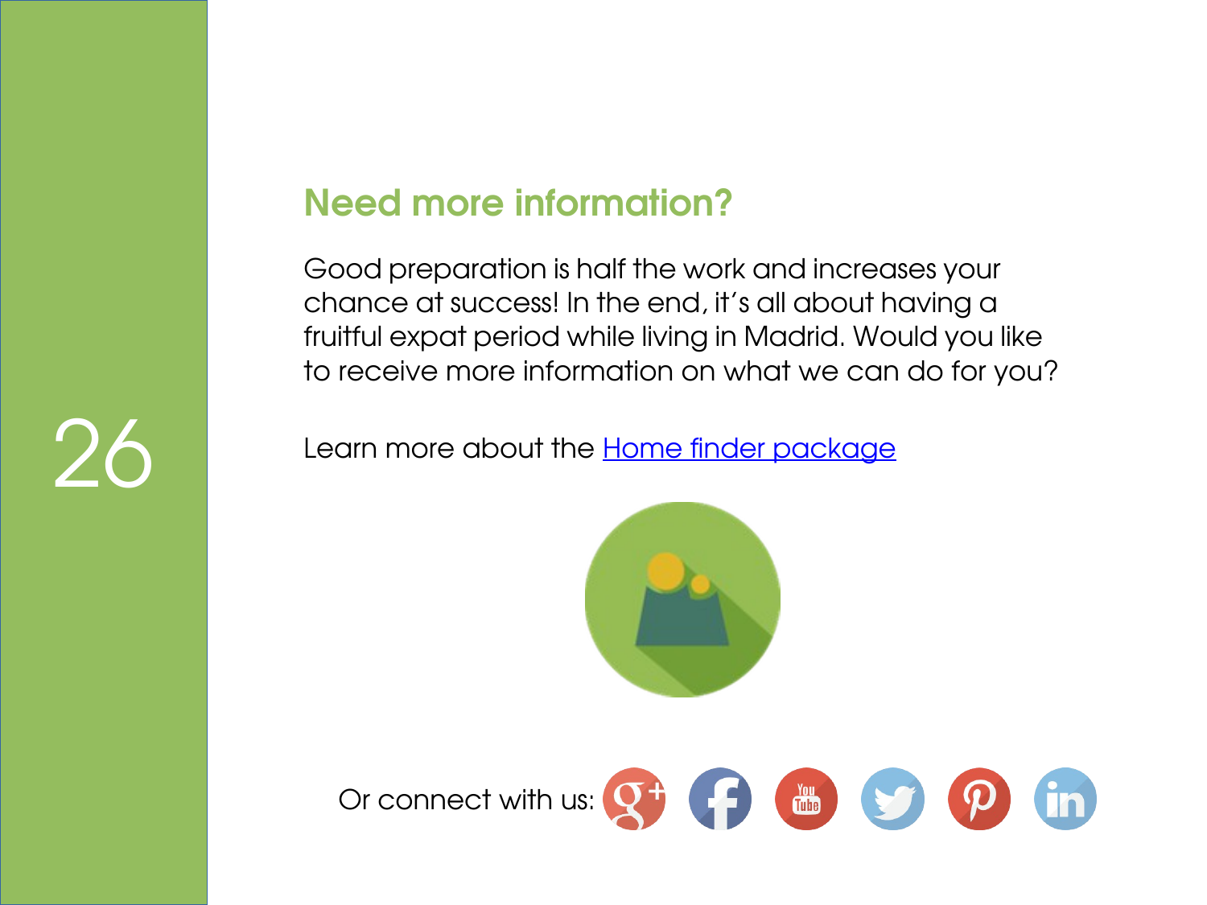## Need more information?

Good preparation is half the work and increases your chance at success! In the end, it's all about having a fruitful expat period while living in Madrid. Would you like to receive more information on what we can do for you?

Learn more about the Home finder package

Or connect with us: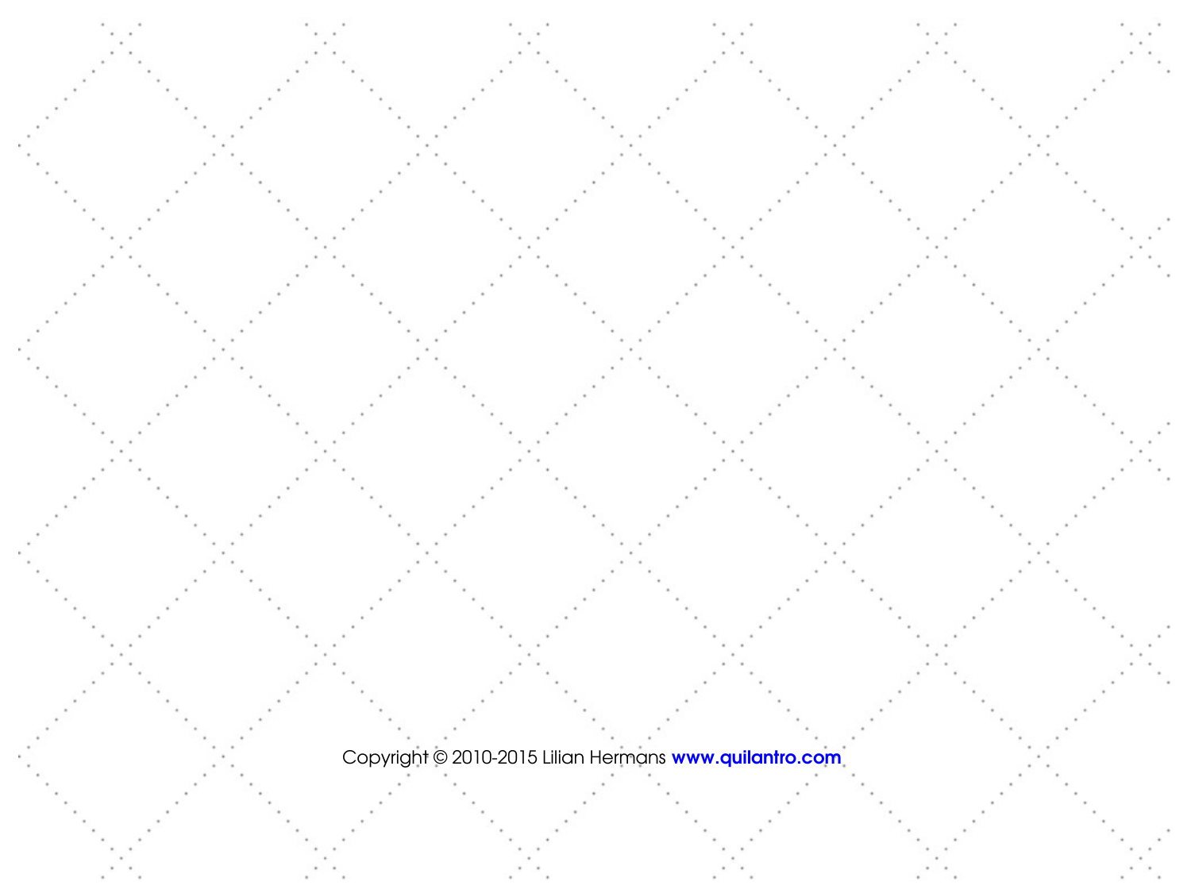Copyright © 2010-2015 Lilian Hermans **www.quilantro.com**